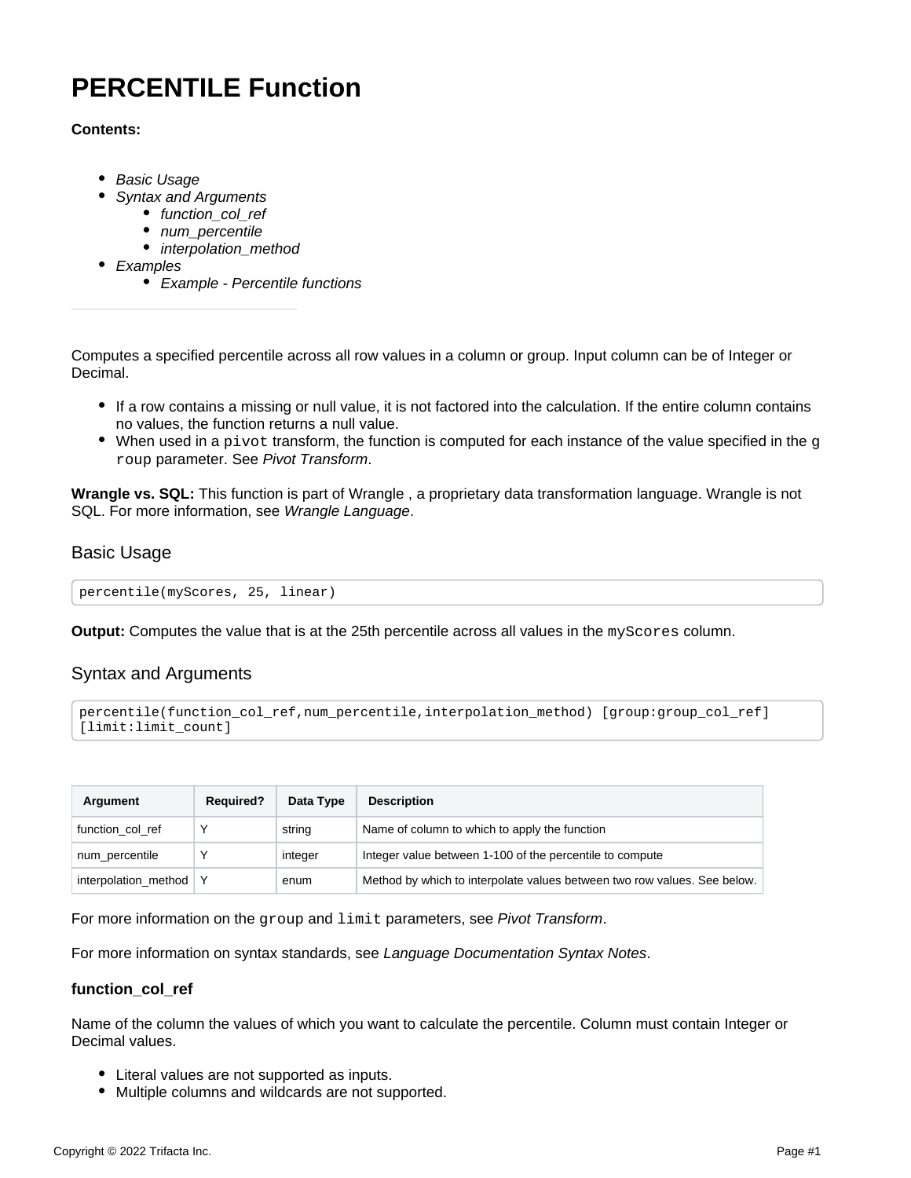# PERCENTILE Function

**Contents:**

- *Basic Usage*
- *Syntax and Arguments*
    - *function_col_ref*
    - *num_percentile*
    - *interpolation_method*
- *Examples*
    - *Example - Percentile functions*

---

Computes a specified percentile across all row values in a column or group. Input column can be of Integer or Decimal.

- If a row contains a missing or null value, it is not factored into the calculation. If the entire column contains no values, the function returns a null value.
- When used in a `pivot` transform, the function is computed for each instance of the value specified in the `group` parameter. See *Pivot Transform*.

**Wrangle vs. SQL:** This function is part of Wrangle , a proprietary data transformation language. Wrangle is not SQL. For more information, see *Wrangle Language*.

## Basic Usage

```
percentile(myScores, 25, linear)
```

**Output:** Computes the value that is at the 25th percentile across all values in the `myScores` column.

## Syntax and Arguments

```
percentile(function_col_ref,num_percentile,interpolation_method) [group:group_col_ref]
[limit:limit_count]
```

| Argument | Required? | Data Type | Description |
|---|---|---|---|
| function_col_ref | Y | string | Name of column to which to apply the function |
| num_percentile | Y | integer | Integer value between 1-100 of the percentile to compute |
| interpolation_method | Y | enum | Method by which to interpolate values between two row values. See below. |

For more information on the `group` and `limit` parameters, see *Pivot Transform*.

For more information on syntax standards, see *Language Documentation Syntax Notes*.

### function_col_ref

Name of the column the values of which you want to calculate the percentile. Column must contain Integer or Decimal values.

- Literal values are not supported as inputs.
- Multiple columns and wildcards are not supported.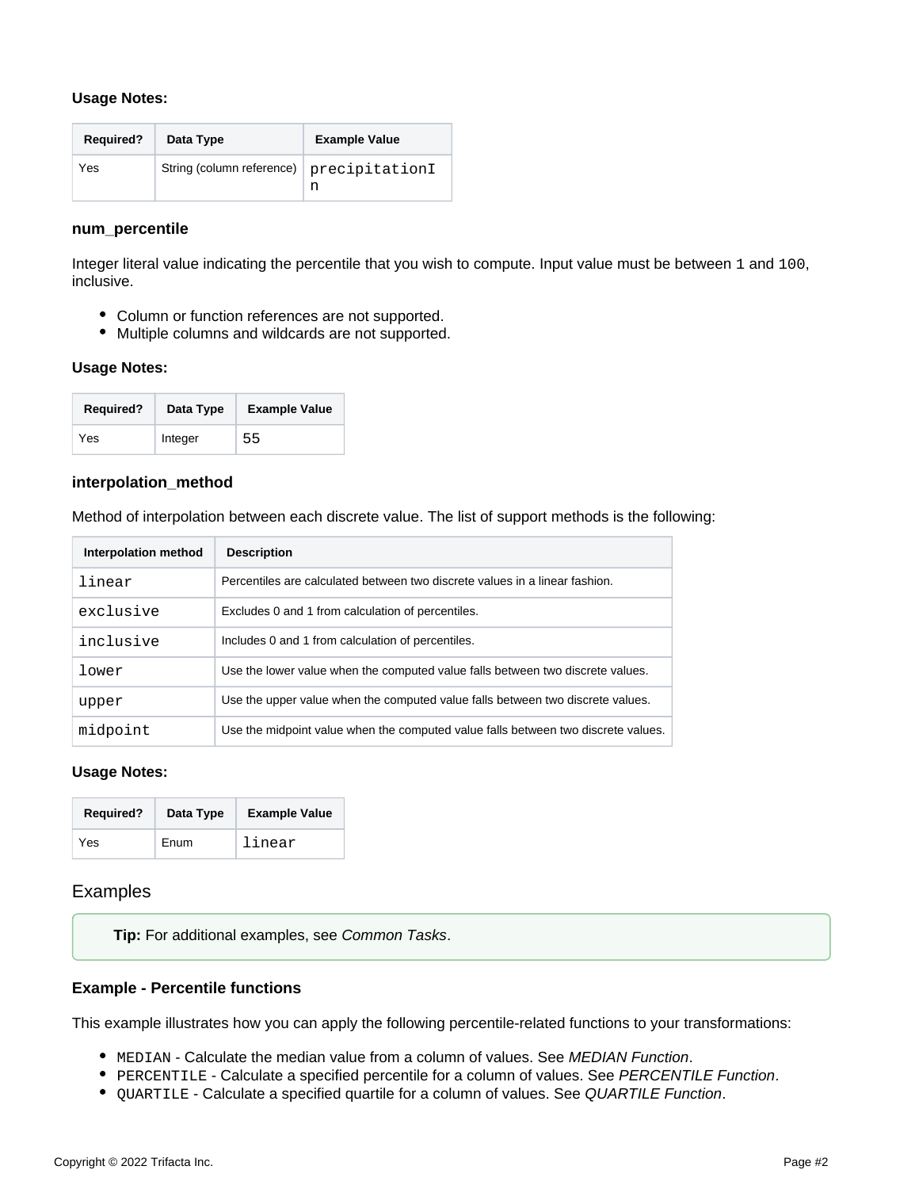**Usage Notes:**

| Required? | Data Type | Example Value |
| --- | --- | --- |
| Yes | String (column reference) | `precipitationIn` |

### num_percentile

Integer literal value indicating the percentile that you wish to compute. Input value must be between `1` and `100`, inclusive.

- Column or function references are not supported.
- Multiple columns and wildcards are not supported.

**Usage Notes:**

| Required? | Data Type | Example Value |
| --- | --- | --- |
| Yes | Integer | `55` |

### interpolation_method

Method of interpolation between each discrete value. The list of support methods is the following:

| Interpolation method | Description |
| --- | --- |
| `linear` | Percentiles are calculated between two discrete values in a linear fashion. |
| `exclusive` | Excludes 0 and 1 from calculation of percentiles. |
| `inclusive` | Includes 0 and 1 from calculation of percentiles. |
| `lower` | Use the lower value when the computed value falls between two discrete values. |
| `upper` | Use the upper value when the computed value falls between two discrete values. |
| `midpoint` | Use the midpoint value when the computed value falls between two discrete values. |

**Usage Notes:**

| Required? | Data Type | Example Value |
| --- | --- | --- |
| Yes | Enum | `linear` |

## Examples

**Tip:** For additional examples, see *Common Tasks*.

### Example - Percentile functions

This example illustrates how you can apply the following percentile-related functions to your transformations:

- `MEDIAN` - Calculate the median value from a column of values. See *MEDIAN Function*.
- `PERCENTILE` - Calculate a specified percentile for a column of values. See *PERCENTILE Function*.
- `QUARTILE` - Calculate a specified quartile for a column of values. See *QUARTILE Function*.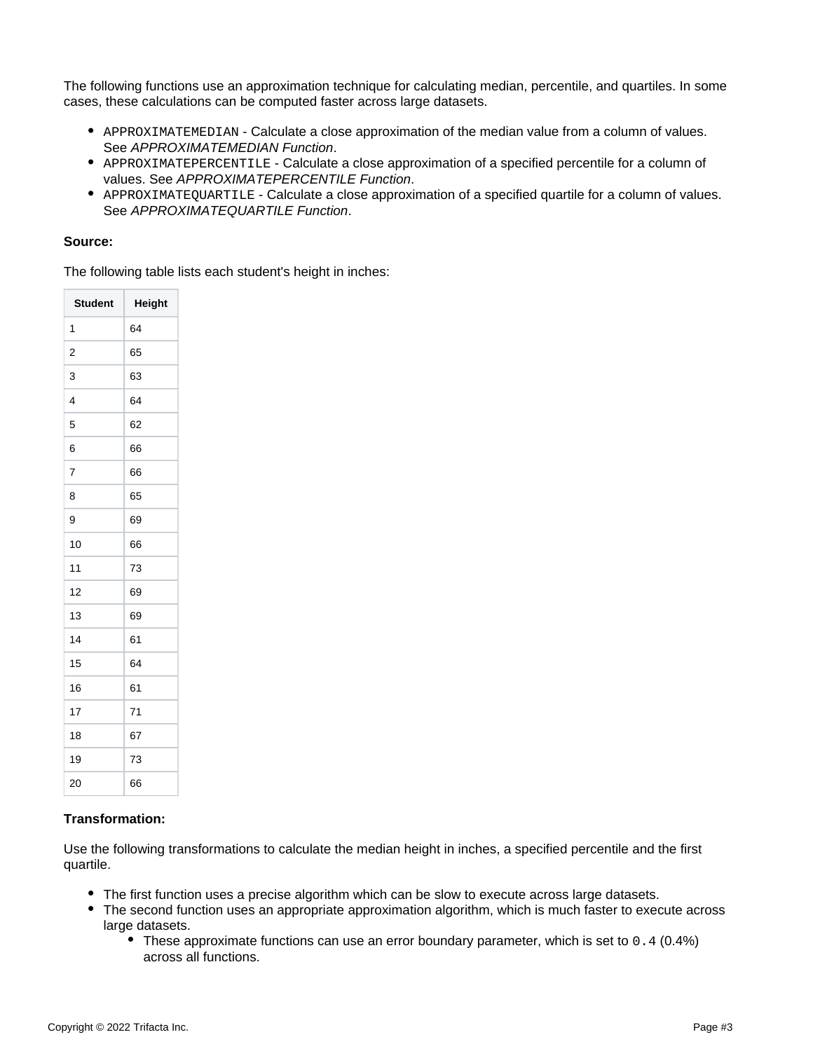The following functions use an approximation technique for calculating median, percentile, and quartiles. In some cases, these calculations can be computed faster across large datasets.

- `APPROXIMATEMEDIAN` - Calculate a close approximation of the median value from a column of values. See *APPROXIMATEMEDIAN Function*.
- `APPROXIMATEPERCENTILE` - Calculate a close approximation of a specified percentile for a column of values. See *APPROXIMATEPERCENTILE Function*.
- `APPROXIMATEQUARTILE` - Calculate a close approximation of a specified quartile for a column of values. See *APPROXIMATEQUARTILE Function*.

**Source:**

The following table lists each student's height in inches:

| Student | Height |
|---|---|
| 1 | 64 |
| 2 | 65 |
| 3 | 63 |
| 4 | 64 |
| 5 | 62 |
| 6 | 66 |
| 7 | 66 |
| 8 | 65 |
| 9 | 69 |
| 10 | 66 |
| 11 | 73 |
| 12 | 69 |
| 13 | 69 |
| 14 | 61 |
| 15 | 64 |
| 16 | 61 |
| 17 | 71 |
| 18 | 67 |
| 19 | 73 |
| 20 | 66 |

**Transformation:**

Use the following transformations to calculate the median height in inches, a specified percentile and the first quartile.

- The first function uses a precise algorithm which can be slow to execute across large datasets.
- The second function uses an appropriate approximation algorithm, which is much faster to execute across large datasets.
  - These approximate functions can use an error boundary parameter, which is set to `0.4` (0.4%) across all functions.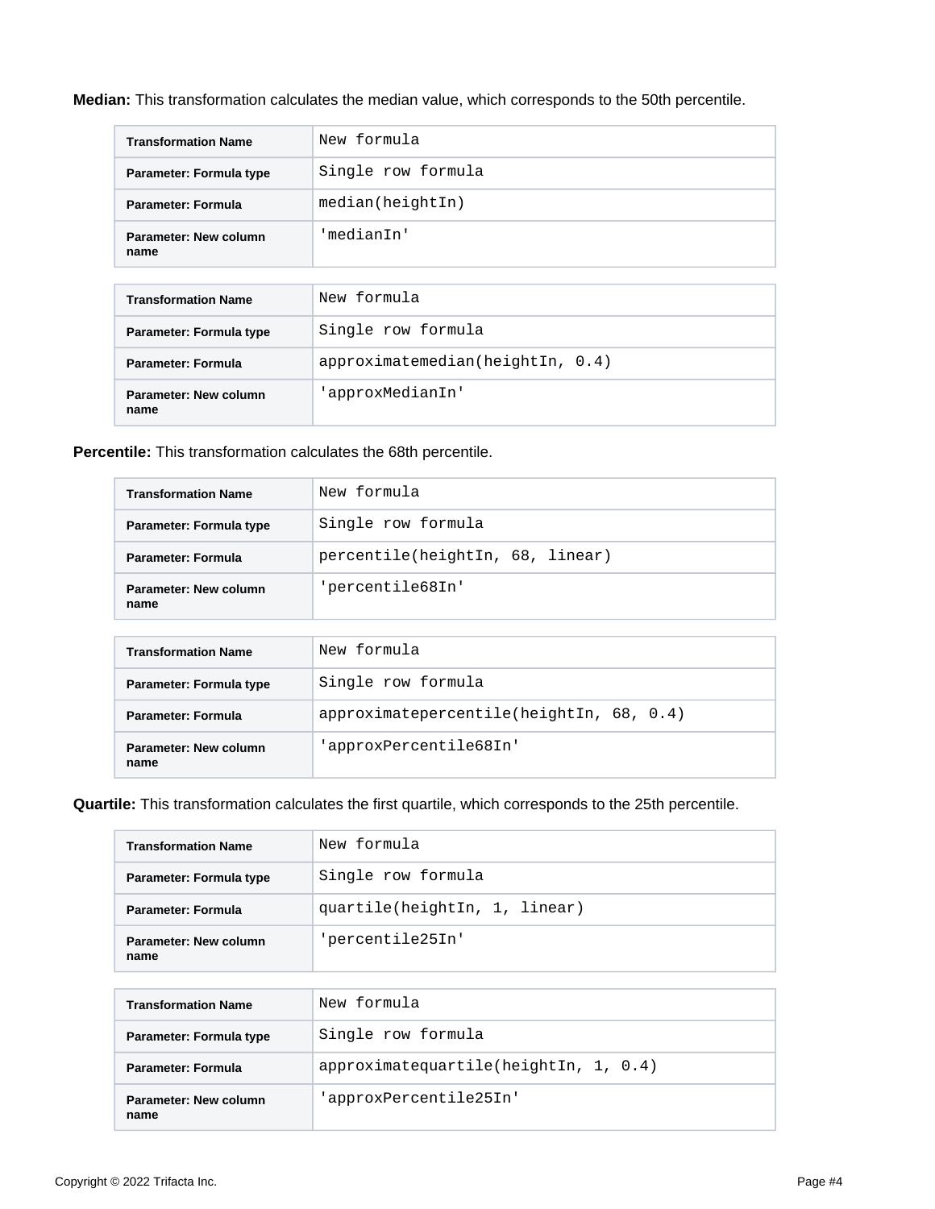**Median:** This transformation calculates the median value, which corresponds to the 50th percentile.

| Transformation Name | New formula |
|---|---|
| Parameter: Formula type | Single row formula |
| Parameter: Formula | median(heightIn) |
| Parameter: New column name | 'medianIn' |

| Transformation Name | New formula |
|---|---|
| Parameter: Formula type | Single row formula |
| Parameter: Formula | approximatemedian(heightIn, 0.4) |
| Parameter: New column name | 'approxMedianIn' |

**Percentile:** This transformation calculates the 68th percentile.

| Transformation Name | New formula |
|---|---|
| Parameter: Formula type | Single row formula |
| Parameter: Formula | percentile(heightIn, 68, linear) |
| Parameter: New column name | 'percentile68In' |

| Transformation Name | New formula |
|---|---|
| Parameter: Formula type | Single row formula |
| Parameter: Formula | approximatepercentile(heightIn, 68, 0.4) |
| Parameter: New column name | 'approxPercentile68In' |

**Quartile:** This transformation calculates the first quartile, which corresponds to the 25th percentile.

| Transformation Name | New formula |
|---|---|
| Parameter: Formula type | Single row formula |
| Parameter: Formula | quartile(heightIn, 1, linear) |
| Parameter: New column name | 'percentile25In' |

| Transformation Name | New formula |
|---|---|
| Parameter: Formula type | Single row formula |
| Parameter: Formula | approximatequartile(heightIn, 1, 0.4) |
| Parameter: New column name | 'approxPercentile25In' |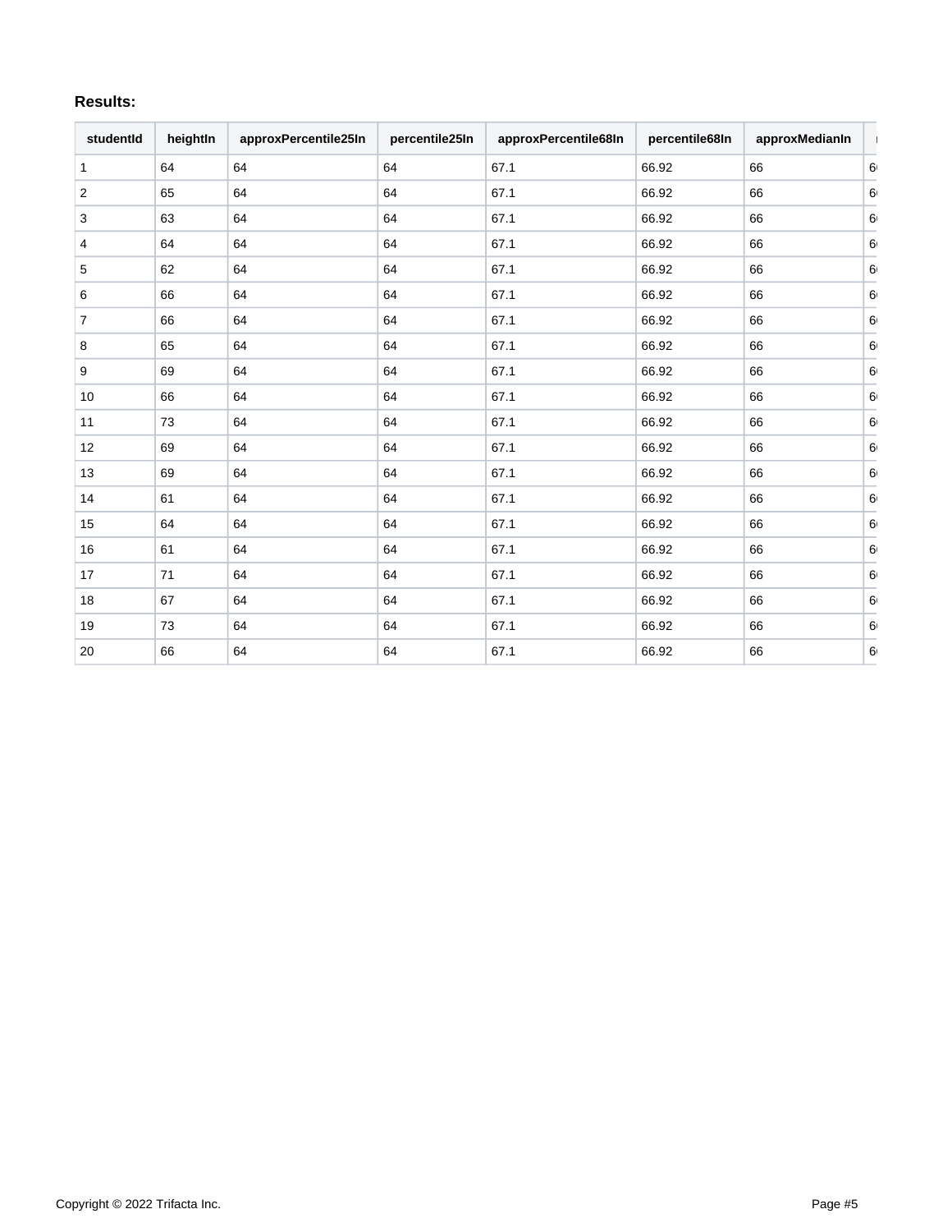**Results:**

| studentId | heightIn | approxPercentile25In | percentile25In | approxPercentile68In | percentile68In | approxMedianIn |
|---|---|---|---|---|---|---|
| 1 | 64 | 64 | 64 | 67.1 | 66.92 | 66 |
| 2 | 65 | 64 | 64 | 67.1 | 66.92 | 66 |
| 3 | 63 | 64 | 64 | 67.1 | 66.92 | 66 |
| 4 | 64 | 64 | 64 | 67.1 | 66.92 | 66 |
| 5 | 62 | 64 | 64 | 67.1 | 66.92 | 66 |
| 6 | 66 | 64 | 64 | 67.1 | 66.92 | 66 |
| 7 | 66 | 64 | 64 | 67.1 | 66.92 | 66 |
| 8 | 65 | 64 | 64 | 67.1 | 66.92 | 66 |
| 9 | 69 | 64 | 64 | 67.1 | 66.92 | 66 |
| 10 | 66 | 64 | 64 | 67.1 | 66.92 | 66 |
| 11 | 73 | 64 | 64 | 67.1 | 66.92 | 66 |
| 12 | 69 | 64 | 64 | 67.1 | 66.92 | 66 |
| 13 | 69 | 64 | 64 | 67.1 | 66.92 | 66 |
| 14 | 61 | 64 | 64 | 67.1 | 66.92 | 66 |
| 15 | 64 | 64 | 64 | 67.1 | 66.92 | 66 |
| 16 | 61 | 64 | 64 | 67.1 | 66.92 | 66 |
| 17 | 71 | 64 | 64 | 67.1 | 66.92 | 66 |
| 18 | 67 | 64 | 64 | 67.1 | 66.92 | 66 |
| 19 | 73 | 64 | 64 | 67.1 | 66.92 | 66 |
| 20 | 66 | 64 | 64 | 67.1 | 66.92 | 66 |